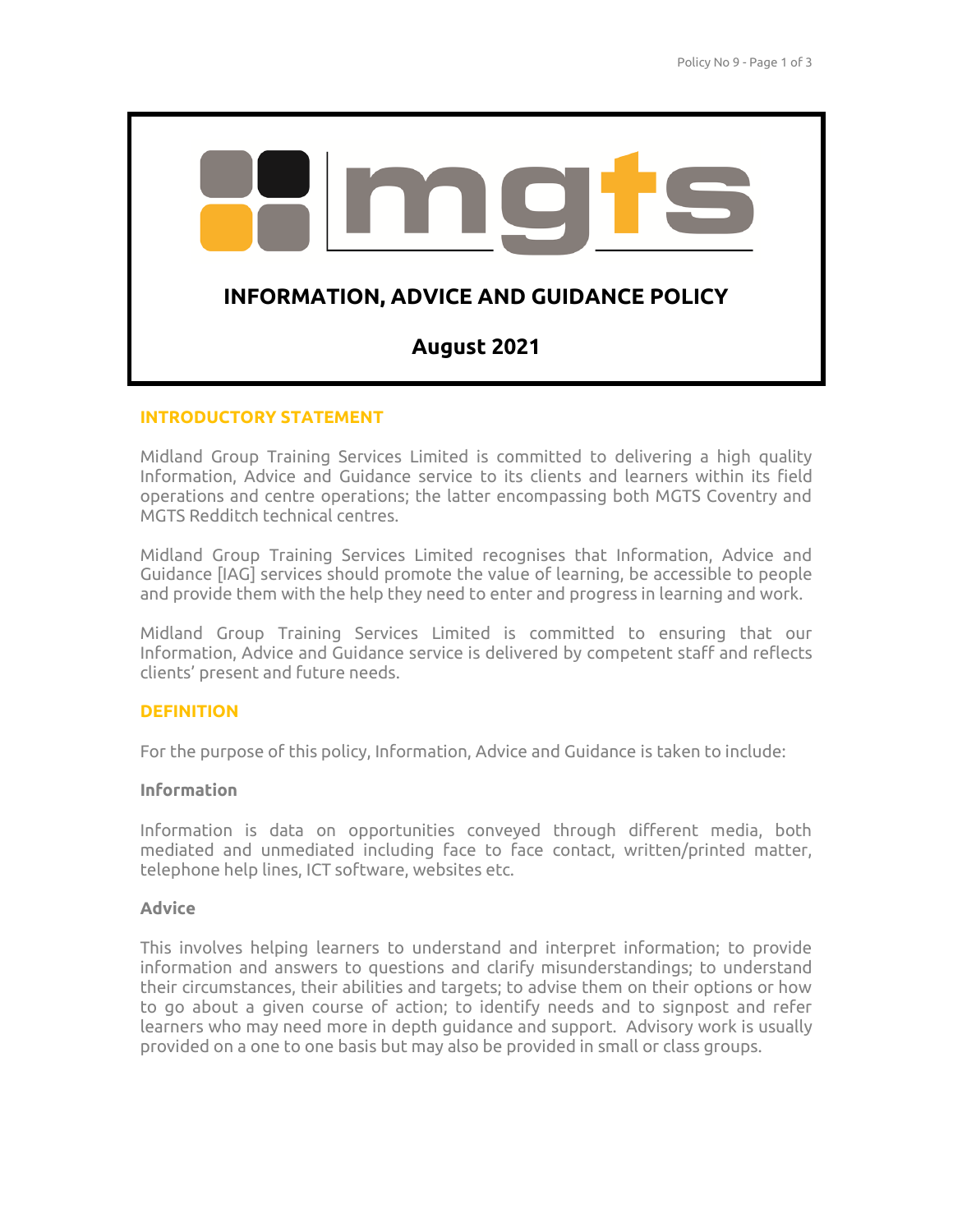# INFORMATION, ADVICE AND GUIDANCE POLICY

## August 2021

### INTRODUCTORY STATEMENT

Midland Group Training Services Limited is committed to delivering a high quality Information, Advice and Guidance service to its clients and learners within its field operations and centre operations; the latter encompassing both MGTS Coventry and MGTS Redditch technical centres.

Midland Group Training Services Limited recognises that Information, Advice and Guidance [IAG] services should promote the value of learning, be accessible to people and provide them with the help they need to enter and progress in learning and work.

Midland Group Training Services Limited is committed to ensuring that our Information, Advice and Guidance service is delivered by competent staff and reflects clients' present and future needs.

### DEFINITION

For the purpose of this policy, Information, Advice and Guidance is taken to include:

**Information**

Information is data on opportunities conveyed through different media, both mediated and unmediated including face to face contact, written/printed matter, telephone help lines, ICT software, websites etc.

**Advice**

This involves helping learners to understand and interpret information; to provide information and answers to questions and clarify misunderstandings; to understand their circumstances, their abilities and targets; to advise them on their options or how to go about a given course of action; to identify needs and to signpost and refer learners who may need more in depth guidance and support. Advisory work is usually provided on a one to one basis but may also be provided in small or class groups.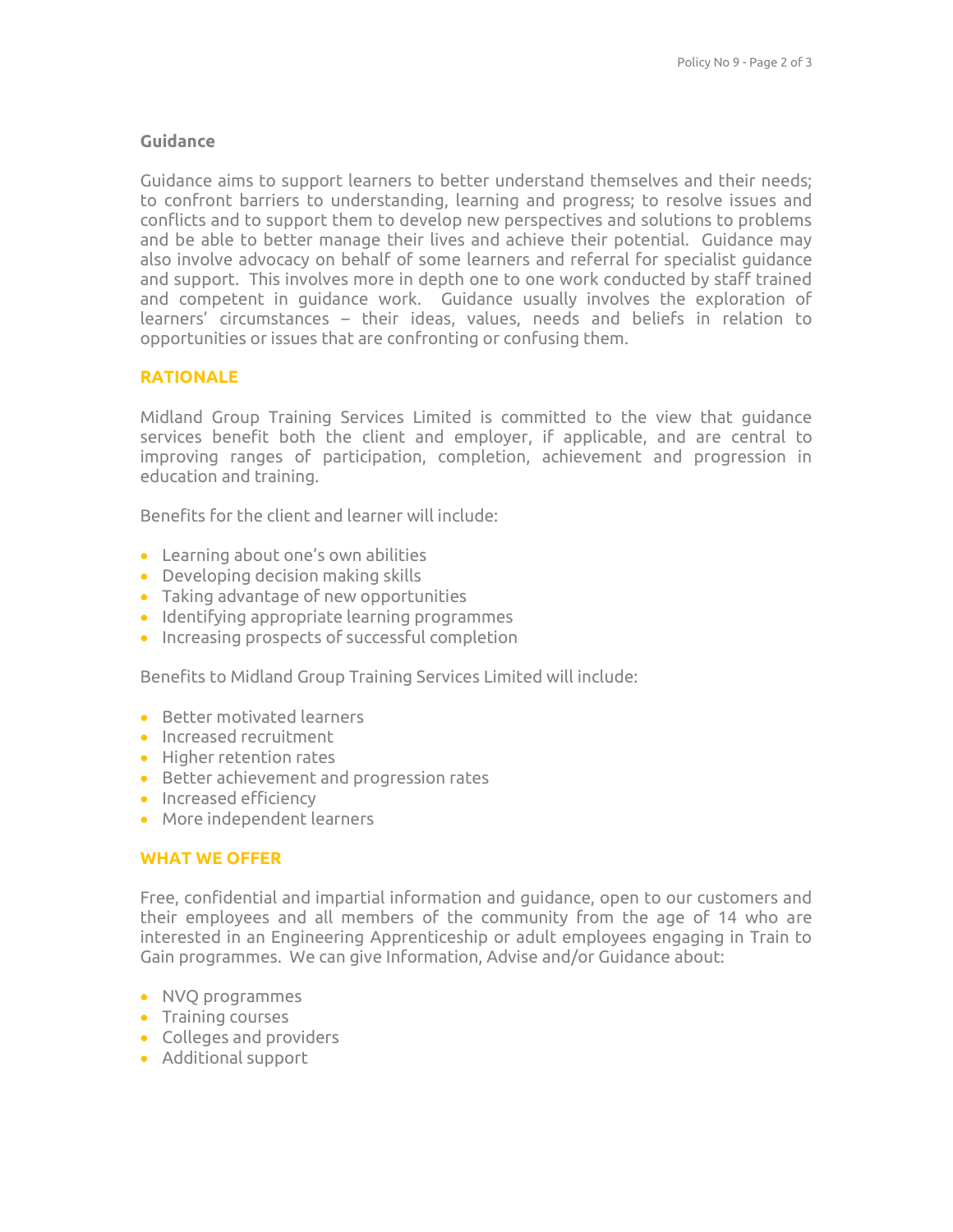**Guidance**

Guidance aims to support learners to better understand themselves and their needs; to confront barriers to understanding, learning and progress; to resolve issues and conflicts and to support them to develop new perspectives and solutions to problems and be able to better manage their lives and achieve their potential. Guidance may also involve advocacy on behalf of some learners and referral for specialist guidance and support. This involves more in depth one to one work conducted by staff trained and competent in guidance work. Guidance usually involves the exploration of learners' circumstances – their ideas, values, needs and beliefs in relation to opportunities or issues that are confronting or confusing them.

## RATIONALE

Midland Group Training Services Limited is committed to the view that guidance services benefit both the client and employer, if applicable, and are central to improving ranges of participation, completion, achievement and progression in education and training.

Benefits for the client and learner will include:

- Learning about one's own abilities
- Developing decision making skills
- Taking advantage of new opportunities
- Identifying appropriate learning programmes
- Increasing prospects of successful completion

Benefits to Midland Group Training Services Limited will include:

- Better motivated learners
- Increased recruitment
- Higher retention rates
- Better achievement and progression rates
- Increased efficiency
- More independent learners

## WHAT WE OFFER

Free, confidential and impartial information and guidance, open to our customers and their employees and all members of the community from the age of 14 who are interested in an Engineering Apprenticeship or adult employees engaging in Train to Gain programmes. We can give Information, Advise and/or Guidance about:

- NVQ programmes
- Training courses
- Colleges and providers
- Additional support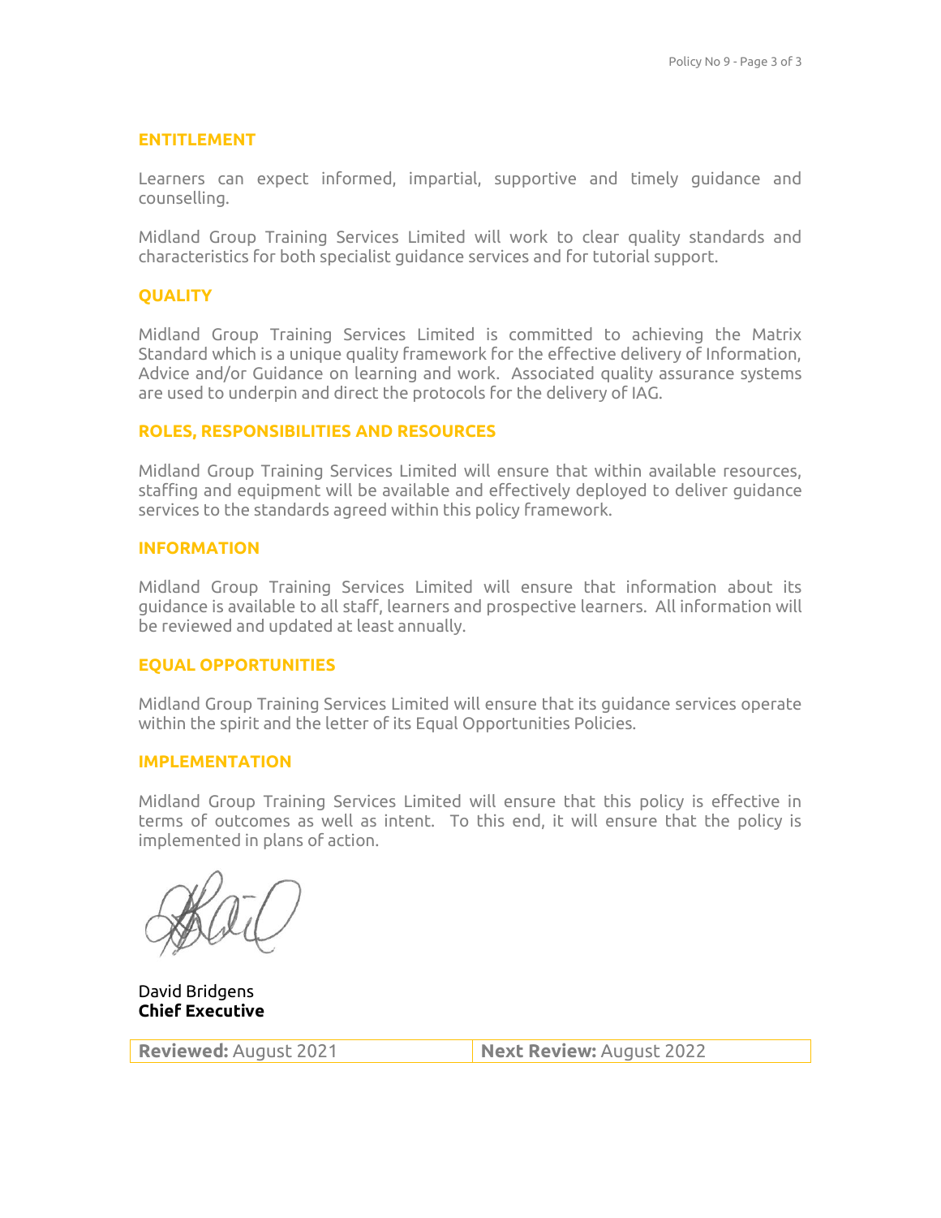## ENTITLEMENT

Learners can expect informed, impartial, supportive and timely guidance and counselling.

Midland Group Training Services Limited will work to clear quality standards and characteristics for both specialist guidance services and for tutorial support.

## QUALITY

Midland Group Training Services Limited is committed to achieving the Matrix Standard which is a unique quality framework for the effective delivery of Information, Advice and/or Guidance on learning and work. Associated quality assurance systems are used to underpin and direct the protocols for the delivery of IAG.

## ROLES, RESPONSIBILITIES AND RESOURCES

Midland Group Training Services Limited will ensure that within available resources, staffing and equipment will be available and effectively deployed to deliver guidance services to the standards agreed within this policy framework.

## INFORMATION

Midland Group Training Services Limited will ensure that information about its guidance is available to all staff, learners and prospective learners. All information will be reviewed and updated at least annually.

## EQUAL OPPORTUNITIES

Midland Group Training Services Limited will ensure that its guidance services operate within the spirit and the letter of its Equal Opportunities Policies.

## IMPLEMENTATION

Midland Group Training Services Limited will ensure that this policy is effective in terms of outcomes as well as intent. To this end, it will ensure that the policy is implemented in plans of action.

David Bridgens
**Chief Executive**

| | |
|---|---|
| **Reviewed:** August 2021 | **Next Review:** August 2022 |